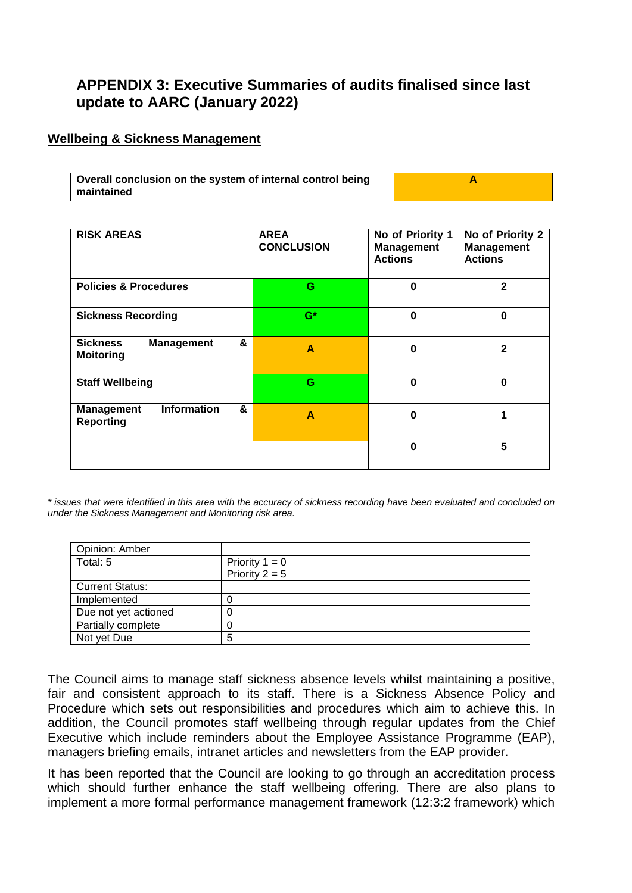## APPENDIX 3: Executive Summaries of audits finalised since last update to AARC (January 2022)

### Wellbeing & Sickness Management

| Overall conclusion on the system of internal control being maintained | A |
|---|---|

| RISK AREAS | AREA CONCLUSION | No of Priority 1 Management Actions | No of Priority 2 Management Actions |
|---|---|---|---|
| Policies & Procedures | G | 0 | 2 |
| Sickness Recording | G* | 0 | 0 |
| Sickness Management & Moitoring | A | 0 | 2 |
| Staff Wellbeing | G | 0 | 0 |
| Management Information & Reporting | A | 0 | 1 |
| | | 0 | 5 |

*\* issues that were identified in this area with the accuracy of sickness recording have been evaluated and concluded on under the Sickness Management and Monitoring risk area.*

| Opinion: Amber | |
|---|---|
| Total: 5 | Priority 1 = 0<br>Priority 2 = 5 |
| Current Status: | |
| Implemented | 0 |
| Due not yet actioned | 0 |
| Partially complete | 0 |
| Not yet Due | 5 |

The Council aims to manage staff sickness absence levels whilst maintaining a positive, fair and consistent approach to its staff. There is a Sickness Absence Policy and Procedure which sets out responsibilities and procedures which aim to achieve this. In addition, the Council promotes staff wellbeing through regular updates from the Chief Executive which include reminders about the Employee Assistance Programme (EAP), managers briefing emails, intranet articles and newsletters from the EAP provider.

It has been reported that the Council are looking to go through an accreditation process which should further enhance the staff wellbeing offering. There are also plans to implement a more formal performance management framework (12:3:2 framework) which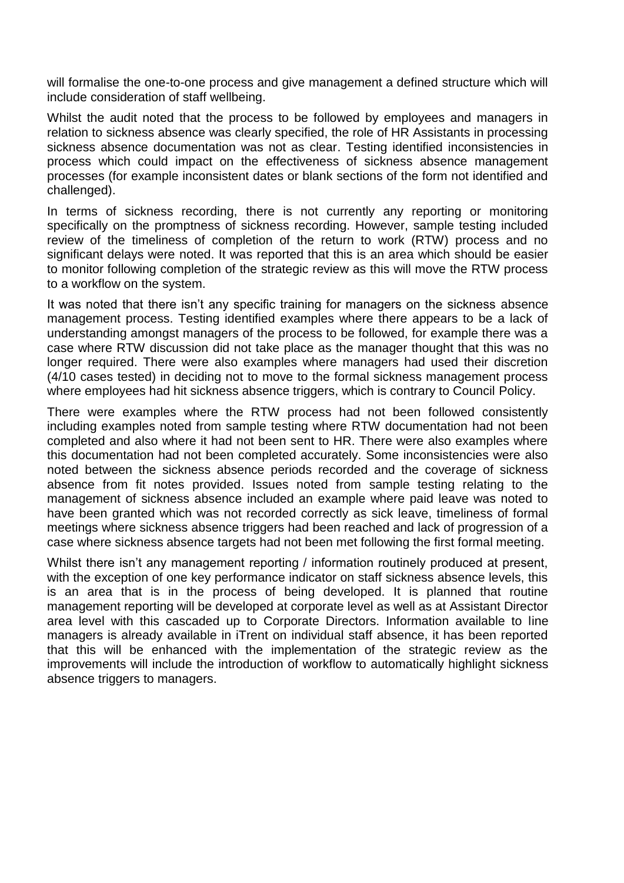will formalise the one-to-one process and give management a defined structure which will include consideration of staff wellbeing.

Whilst the audit noted that the process to be followed by employees and managers in relation to sickness absence was clearly specified, the role of HR Assistants in processing sickness absence documentation was not as clear. Testing identified inconsistencies in process which could impact on the effectiveness of sickness absence management processes (for example inconsistent dates or blank sections of the form not identified and challenged).

In terms of sickness recording, there is not currently any reporting or monitoring specifically on the promptness of sickness recording. However, sample testing included review of the timeliness of completion of the return to work (RTW) process and no significant delays were noted. It was reported that this is an area which should be easier to monitor following completion of the strategic review as this will move the RTW process to a workflow on the system.

It was noted that there isn't any specific training for managers on the sickness absence management process. Testing identified examples where there appears to be a lack of understanding amongst managers of the process to be followed, for example there was a case where RTW discussion did not take place as the manager thought that this was no longer required. There were also examples where managers had used their discretion (4/10 cases tested) in deciding not to move to the formal sickness management process where employees had hit sickness absence triggers, which is contrary to Council Policy.

There were examples where the RTW process had not been followed consistently including examples noted from sample testing where RTW documentation had not been completed and also where it had not been sent to HR. There were also examples where this documentation had not been completed accurately. Some inconsistencies were also noted between the sickness absence periods recorded and the coverage of sickness absence from fit notes provided. Issues noted from sample testing relating to the management of sickness absence included an example where paid leave was noted to have been granted which was not recorded correctly as sick leave, timeliness of formal meetings where sickness absence triggers had been reached and lack of progression of a case where sickness absence targets had not been met following the first formal meeting.

Whilst there isn't any management reporting / information routinely produced at present, with the exception of one key performance indicator on staff sickness absence levels, this is an area that is in the process of being developed. It is planned that routine management reporting will be developed at corporate level as well as at Assistant Director area level with this cascaded up to Corporate Directors. Information available to line managers is already available in iTrent on individual staff absence, it has been reported that this will be enhanced with the implementation of the strategic review as the improvements will include the introduction of workflow to automatically highlight sickness absence triggers to managers.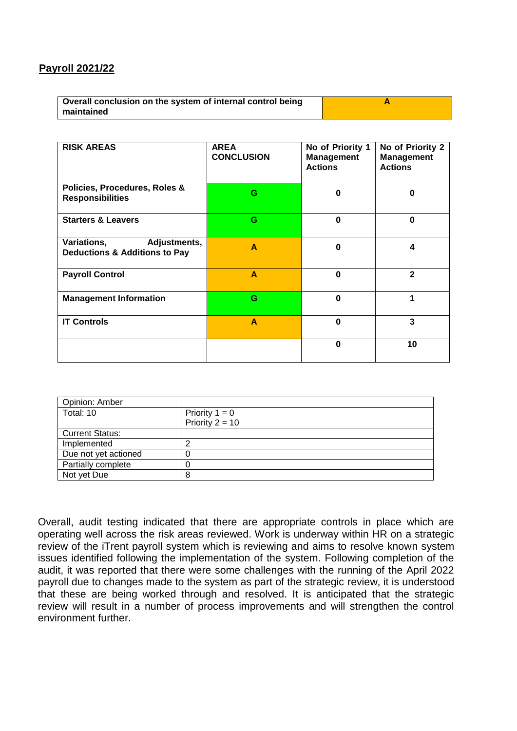## Payroll 2021/22

| Overall conclusion on the system of internal control being maintained | A |
|---|---|

| RISK AREAS | AREA CONCLUSION | No of Priority 1 Management Actions | No of Priority 2 Management Actions |
|---|---|---|---|
| Policies, Procedures, Roles & Responsibilities | G | 0 | 0 |
| Starters & Leavers | G | 0 | 0 |
| Variations, Adjustments, Deductions & Additions to Pay | A | 0 | 4 |
| Payroll Control | A | 0 | 2 |
| Management Information | G | 0 | 1 |
| IT Controls | A | 0 | 3 |
| | | 0 | 10 |

| Opinion: Amber | |
|---|---|
| Total: 10 | Priority 1 = 0<br>Priority 2 = 10 |
| Current Status: | |
| Implemented | 2 |
| Due not yet actioned | 0 |
| Partially complete | 0 |
| Not yet Due | 8 |

Overall, audit testing indicated that there are appropriate controls in place which are operating well across the risk areas reviewed. Work is underway within HR on a strategic review of the iTrent payroll system which is reviewing and aims to resolve known system issues identified following the implementation of the system. Following completion of the audit, it was reported that there were some challenges with the running of the April 2022 payroll due to changes made to the system as part of the strategic review, it is understood that these are being worked through and resolved. It is anticipated that the strategic review will result in a number of process improvements and will strengthen the control environment further.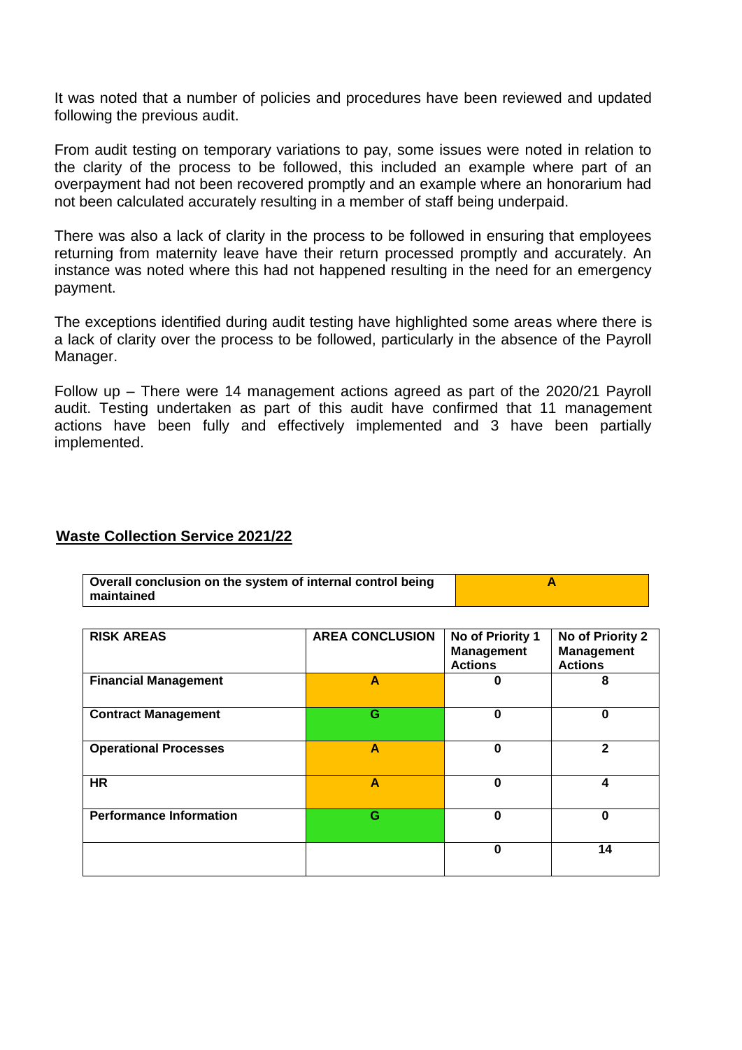It was noted that a number of policies and procedures have been reviewed and updated following the previous audit.

From audit testing on temporary variations to pay, some issues were noted in relation to the clarity of the process to be followed, this included an example where part of an overpayment had not been recovered promptly and an example where an honorarium had not been calculated accurately resulting in a member of staff being underpaid.

There was also a lack of clarity in the process to be followed in ensuring that employees returning from maternity leave have their return processed promptly and accurately. An instance was noted where this had not happened resulting in the need for an emergency payment.

The exceptions identified during audit testing have highlighted some areas where there is a lack of clarity over the process to be followed, particularly in the absence of the Payroll Manager.

Follow up – There were 14 management actions agreed as part of the 2020/21 Payroll audit. Testing undertaken as part of this audit have confirmed that 11 management actions have been fully and effectively implemented and 3 have been partially implemented.

## Waste Collection Service 2021/22

| Overall conclusion on the system of internal control being maintained | A |
|---|---|

| RISK AREAS | AREA CONCLUSION | No of Priority 1 Management Actions | No of Priority 2 Management Actions |
|---|---|---|---|
| **Financial Management** | A | 0 | 8 |
| **Contract Management** | G | 0 | 0 |
| **Operational Processes** | A | 0 | 2 |
| **HR** | A | 0 | 4 |
| **Performance Information** | G | 0 | 0 |
| | | 0 | 14 |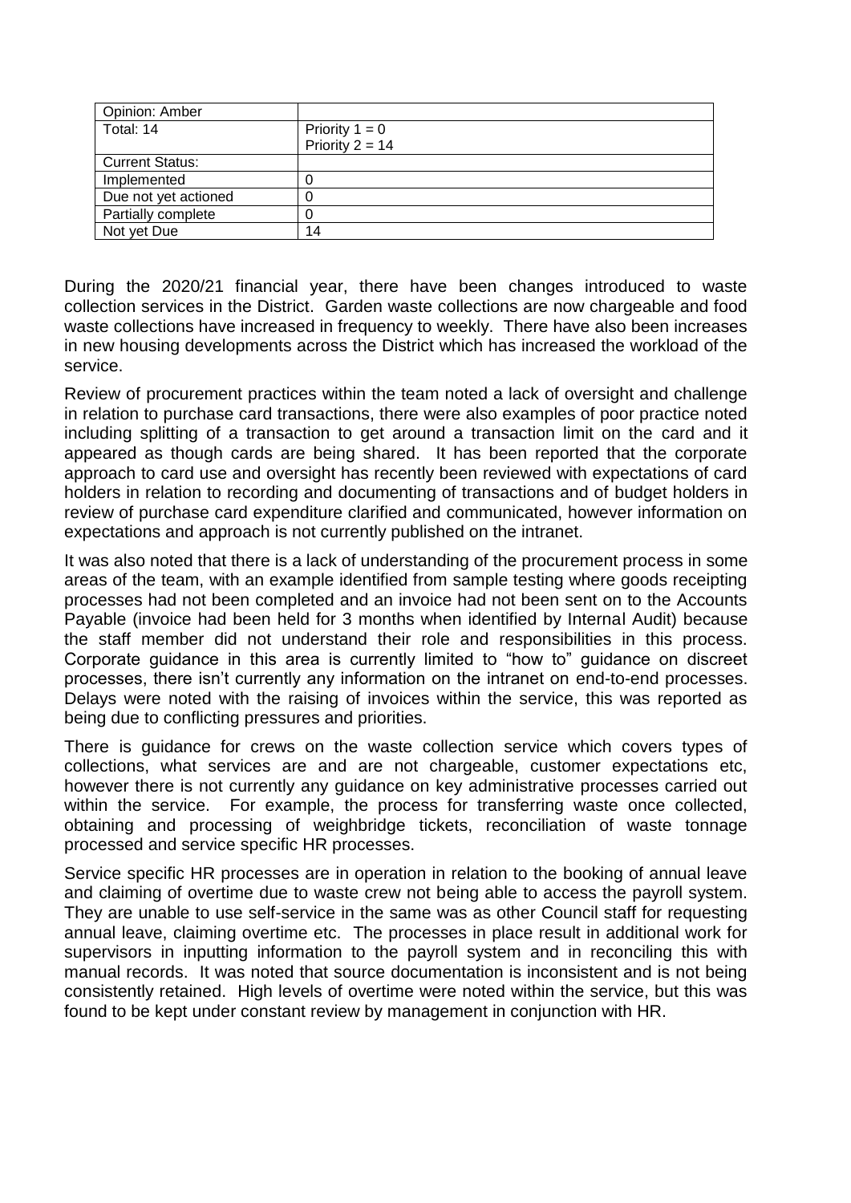| Opinion: Amber | |
|---|---|
| Total: 14 | Priority 1 = 0<br>Priority 2 = 14 |
| Current Status: | |
| Implemented | 0 |
| Due not yet actioned | 0 |
| Partially complete | 0 |
| Not yet Due | 14 |

During the 2020/21 financial year, there have been changes introduced to waste collection services in the District. Garden waste collections are now chargeable and food waste collections have increased in frequency to weekly. There have also been increases in new housing developments across the District which has increased the workload of the service.

Review of procurement practices within the team noted a lack of oversight and challenge in relation to purchase card transactions, there were also examples of poor practice noted including splitting of a transaction to get around a transaction limit on the card and it appeared as though cards are being shared. It has been reported that the corporate approach to card use and oversight has recently been reviewed with expectations of card holders in relation to recording and documenting of transactions and of budget holders in review of purchase card expenditure clarified and communicated, however information on expectations and approach is not currently published on the intranet.

It was also noted that there is a lack of understanding of the procurement process in some areas of the team, with an example identified from sample testing where goods receipting processes had not been completed and an invoice had not been sent on to the Accounts Payable (invoice had been held for 3 months when identified by Internal Audit) because the staff member did not understand their role and responsibilities in this process. Corporate guidance in this area is currently limited to "how to" guidance on discreet processes, there isn't currently any information on the intranet on end-to-end processes. Delays were noted with the raising of invoices within the service, this was reported as being due to conflicting pressures and priorities.

There is guidance for crews on the waste collection service which covers types of collections, what services are and are not chargeable, customer expectations etc, however there is not currently any guidance on key administrative processes carried out within the service. For example, the process for transferring waste once collected, obtaining and processing of weighbridge tickets, reconciliation of waste tonnage processed and service specific HR processes.

Service specific HR processes are in operation in relation to the booking of annual leave and claiming of overtime due to waste crew not being able to access the payroll system. They are unable to use self-service in the same was as other Council staff for requesting annual leave, claiming overtime etc. The processes in place result in additional work for supervisors in inputting information to the payroll system and in reconciling this with manual records. It was noted that source documentation is inconsistent and is not being consistently retained. High levels of overtime were noted within the service, but this was found to be kept under constant review by management in conjunction with HR.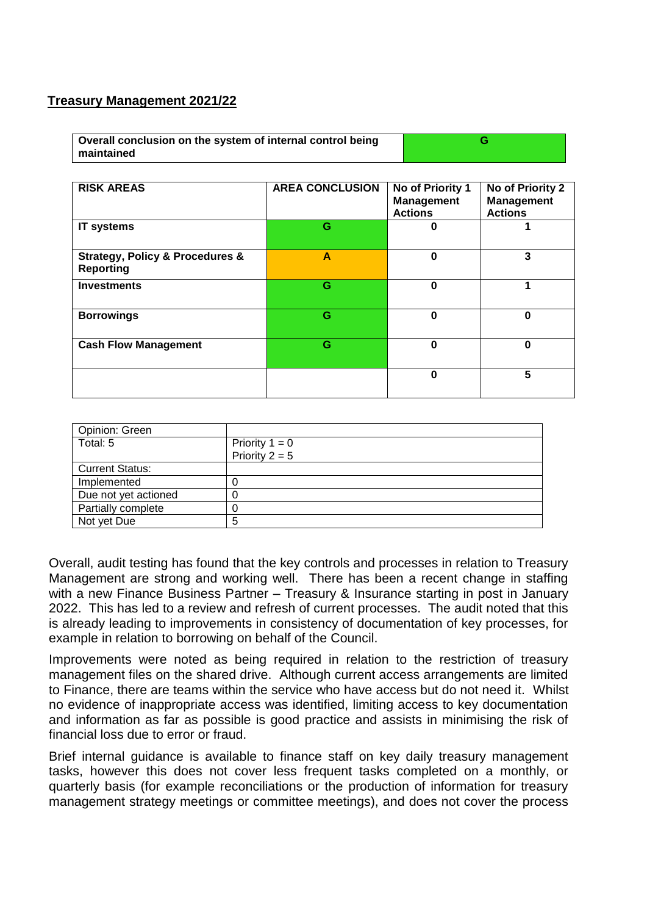**Treasury Management 2021/22**

| Overall conclusion on the system of internal control being maintained | G |
|---|---|

| RISK AREAS | AREA CONCLUSION | No of Priority 1 Management Actions | No of Priority 2 Management Actions |
|---|---|---|---|
| IT systems | G | 0 | 1 |
| Strategy, Policy & Procedures & Reporting | A | 0 | 3 |
| Investments | G | 0 | 1 |
| Borrowings | G | 0 | 0 |
| Cash Flow Management | G | 0 | 0 |
| | | 0 | 5 |

| Opinion: Green | |
|---|---|
| Total: 5 | Priority 1 = 0<br>Priority 2 = 5 |
| Current Status: | |
| Implemented | 0 |
| Due not yet actioned | 0 |
| Partially complete | 0 |
| Not yet Due | 5 |

Overall, audit testing has found that the key controls and processes in relation to Treasury Management are strong and working well. There has been a recent change in staffing with a new Finance Business Partner – Treasury & Insurance starting in post in January 2022. This has led to a review and refresh of current processes. The audit noted that this is already leading to improvements in consistency of documentation of key processes, for example in relation to borrowing on behalf of the Council.

Improvements were noted as being required in relation to the restriction of treasury management files on the shared drive. Although current access arrangements are limited to Finance, there are teams within the service who have access but do not need it. Whilst no evidence of inappropriate access was identified, limiting access to key documentation and information as far as possible is good practice and assists in minimising the risk of financial loss due to error or fraud.

Brief internal guidance is available to finance staff on key daily treasury management tasks, however this does not cover less frequent tasks completed on a monthly, or quarterly basis (for example reconciliations or the production of information for treasury management strategy meetings or committee meetings), and does not cover the process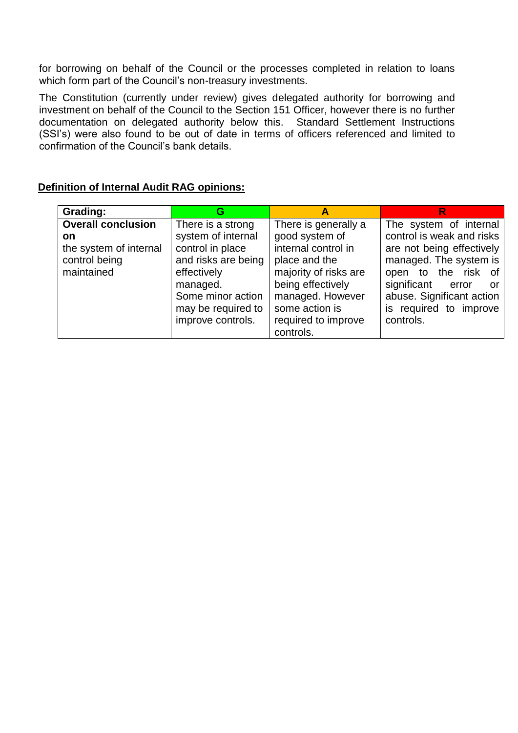for borrowing on behalf of the Council or the processes completed in relation to loans which form part of the Council's non-treasury investments.

The Constitution (currently under review) gives delegated authority for borrowing and investment on behalf of the Council to the Section 151 Officer, however there is no further documentation on delegated authority below this. Standard Settlement Instructions (SSI's) were also found to be out of date in terms of officers referenced and limited to confirmation of the Council's bank details.

**Definition of Internal Audit RAG opinions:**

| **Grading:** | **G** | **A** | **R** |
|---|---|---|---|
| **Overall conclusion on** the system of internal control being maintained | There is a strong system of internal control in place and risks are being effectively managed. Some minor action may be required to improve controls. | There is generally a good system of internal control in place and the majority of risks are being effectively managed. However some action is required to improve controls. | The system of internal control is weak and risks are not being effectively managed. The system is open to the risk of significant error or abuse. Significant action is required to improve controls. |